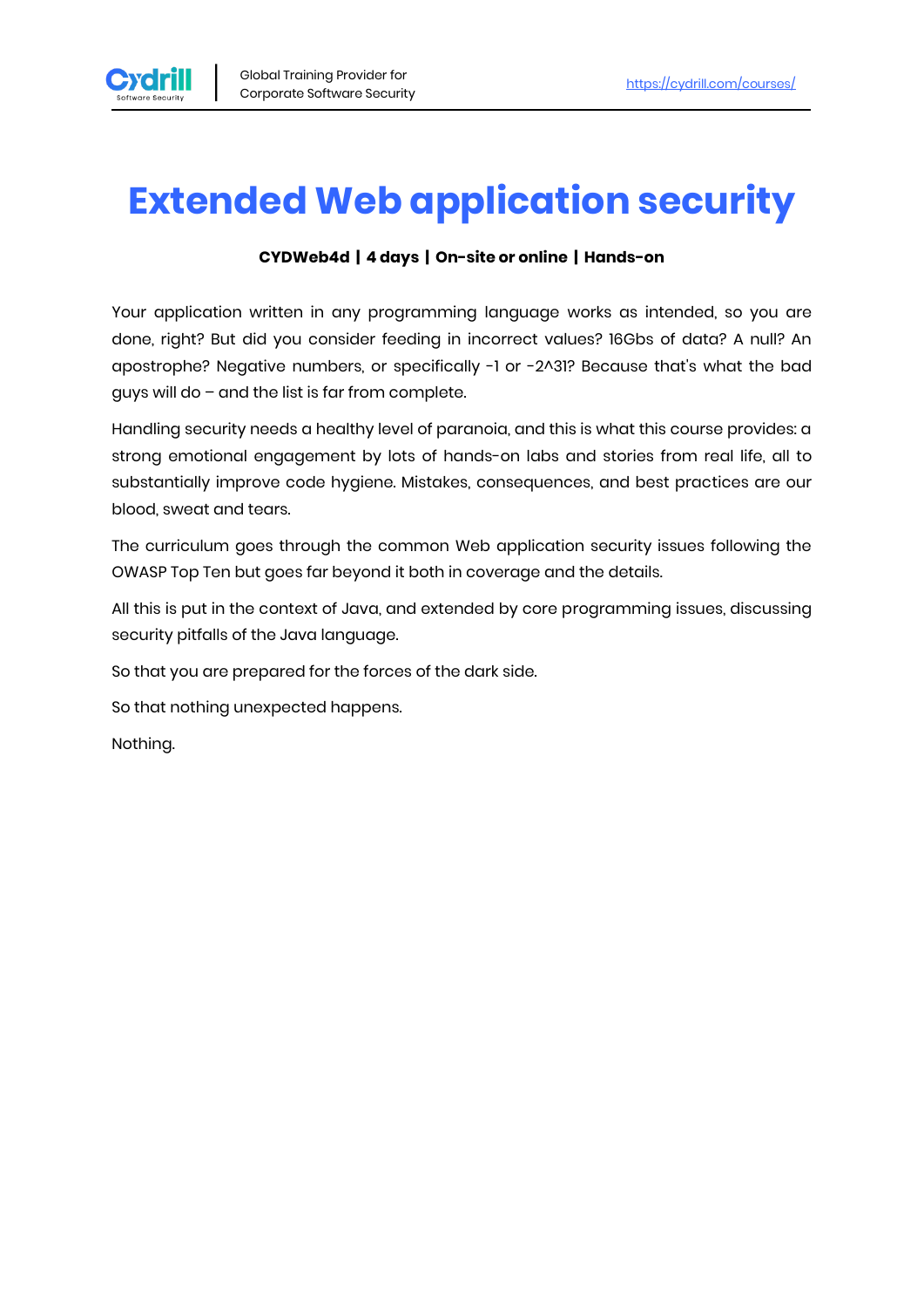# Extended Web application security

**CYDWeb4d | 4 days | On-site or online | Hands-on**

Your application written in any programming language works as intended, so you are done, right? But did you consider feeding in incorrect values? 16Gbs of data? A null? An apostrophe? Negative numbers, or specifically -1 or -2^31? Because that's what the bad guys will do – and the list is far from complete.

Handling security needs a healthy level of paranoia, and this is what this course provides: a strong emotional engagement by lots of hands-on labs and stories from real life, all to substantially improve code hygiene. Mistakes, consequences, and best practices are our blood, sweat and tears.

The curriculum goes through the common Web application security issues following the OWASP Top Ten but goes far beyond it both in coverage and the details.

All this is put in the context of Java, and extended by core programming issues, discussing security pitfalls of the Java language.

So that you are prepared for the forces of the dark side.

So that nothing unexpected happens.

Nothing.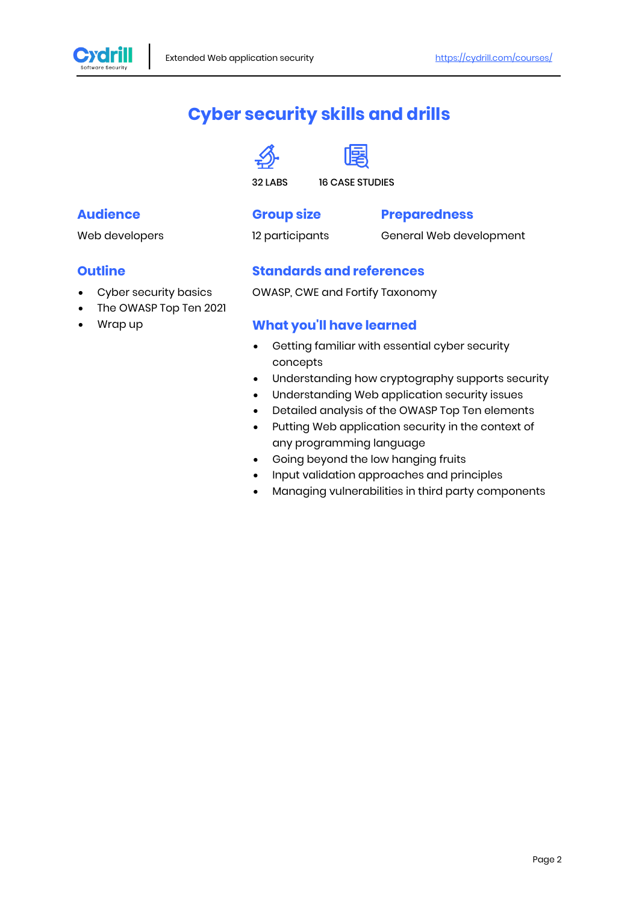# Cyber security skills and drills

32 LABS

16 CASE STUDIES

## Audience

Web developers

## Group size

12 participants

## Preparedness

General Web development

## Outline

- Cyber security basics
- The OWASP Top Ten 2021
- Wrap up

## Standards and references

OWASP, CWE and Fortify Taxonomy

## What you'll have learned

- Getting familiar with essential cyber security concepts
- Understanding how cryptography supports security
- Understanding Web application security issues
- Detailed analysis of the OWASP Top Ten elements
- Putting Web application security in the context of any programming language
- Going beyond the low hanging fruits
- Input validation approaches and principles
- Managing vulnerabilities in third party components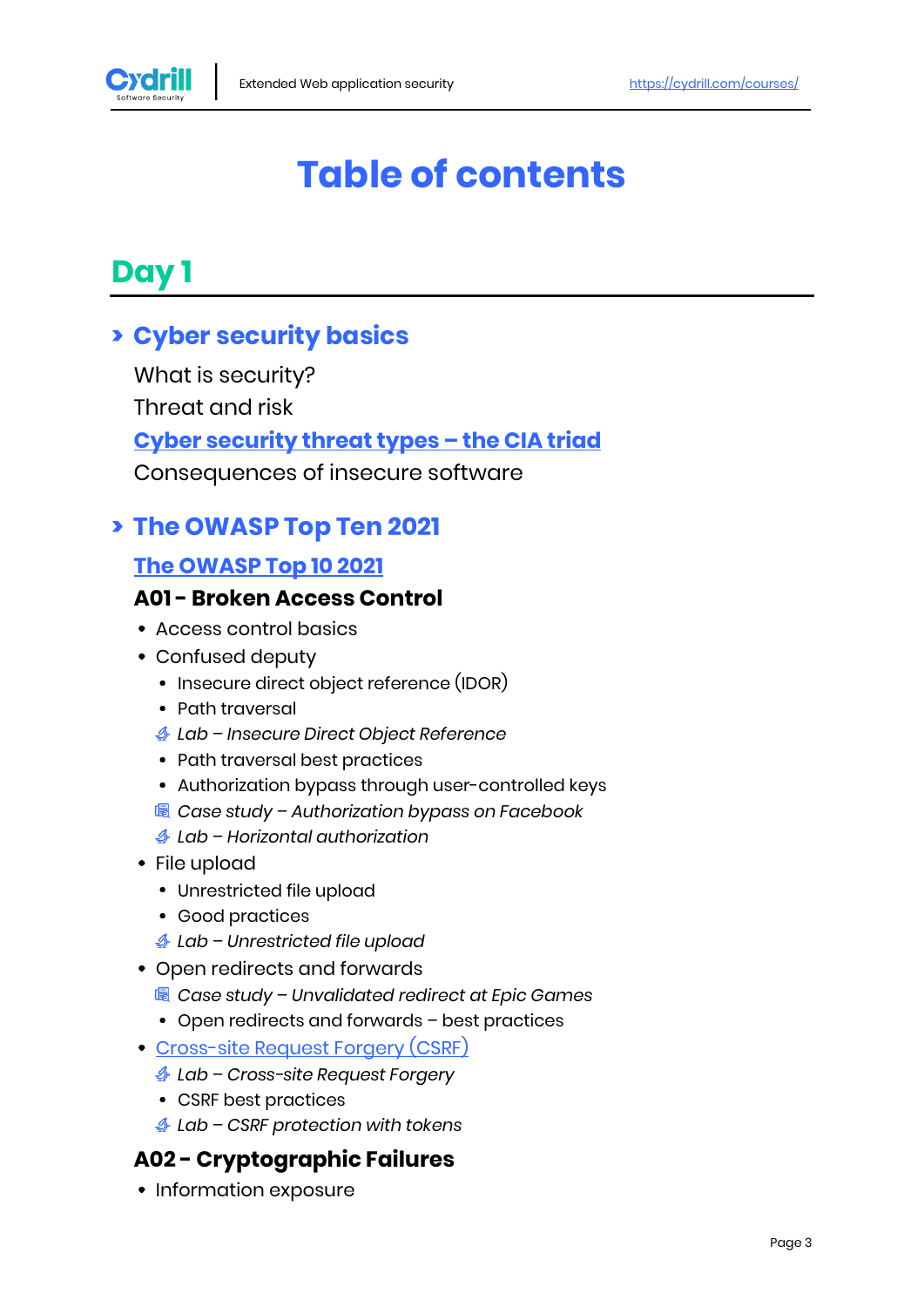# Table of contents

## Day 1

### › Cyber security basics

What is security?

Threat and risk

**Cyber security threat types – the CIA triad**

Consequences of insecure software

### › The OWASP Top Ten 2021

**The OWASP Top 10 2021**

**A01 - Broken Access Control**

- Access control basics
- Confused deputy
  - Insecure direct object reference (IDOR)
  - Path traversal
  - *Lab – Insecure Direct Object Reference*
  - Path traversal best practices
  - Authorization bypass through user-controlled keys
  - *Case study – Authorization bypass on Facebook*
  - *Lab – Horizontal authorization*
- File upload
  - Unrestricted file upload
  - Good practices
  - *Lab – Unrestricted file upload*
- Open redirects and forwards
  - *Case study – Unvalidated redirect at Epic Games*
  - Open redirects and forwards – best practices
- Cross-site Request Forgery (CSRF)
  - *Lab – Cross-site Request Forgery*
  - CSRF best practices
  - *Lab – CSRF protection with tokens*

**A02 - Cryptographic Failures**

- Information exposure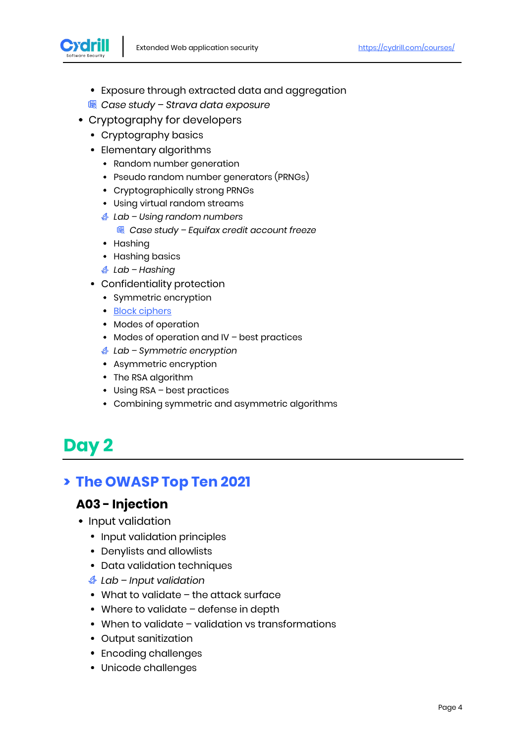- Exposure through extracted data and aggregation
  - *Case study – Strava data exposure*
- Cryptography for developers
  - Cryptography basics
  - Elementary algorithms
    - Random number generation
    - Pseudo random number generators (PRNGs)
    - Cryptographically strong PRNGs
    - Using virtual random streams
    - *Lab – Using random numbers*
      - *Case study – Equifax credit account freeze*
    - Hashing
    - Hashing basics
    - *Lab – Hashing*
  - Confidentiality protection
    - Symmetric encryption
    - Block ciphers
    - Modes of operation
    - Modes of operation and IV – best practices
    - *Lab – Symmetric encryption*
    - Asymmetric encryption
    - The RSA algorithm
    - Using RSA – best practices
    - Combining symmetric and asymmetric algorithms

# Day 2

## The OWASP Top Ten 2021

### A03 - Injection

- Input validation
  - Input validation principles
  - Denylists and allowlists
  - Data validation techniques
  - *Lab – Input validation*
  - What to validate – the attack surface
  - Where to validate – defense in depth
  - When to validate – validation vs transformations
  - Output sanitization
  - Encoding challenges
  - Unicode challenges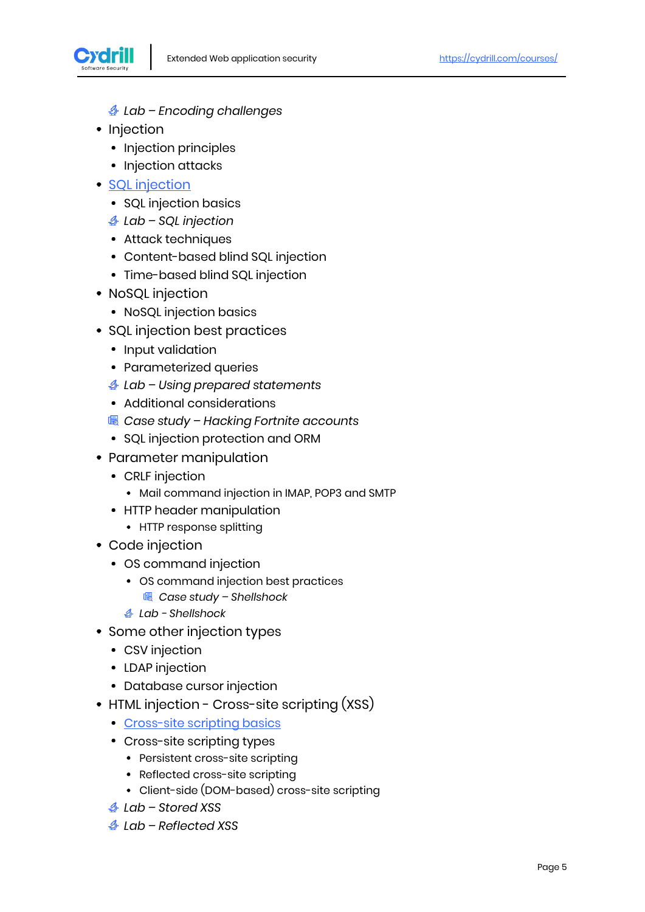- *Lab – Encoding challenges*
- Injection
  - Injection principles
  - Injection attacks
- SQL injection
  - SQL injection basics
  - *Lab – SQL injection*
  - Attack techniques
  - Content-based blind SQL injection
  - Time-based blind SQL injection
- NoSQL injection
  - NoSQL injection basics
- SQL injection best practices
  - Input validation
  - Parameterized queries
  - *Lab – Using prepared statements*
  - Additional considerations
  - *Case study – Hacking Fortnite accounts*
  - SQL injection protection and ORM
- Parameter manipulation
  - CRLF injection
    - Mail command injection in IMAP, POP3 and SMTP
  - HTTP header manipulation
    - HTTP response splitting
- Code injection
  - OS command injection
    - OS command injection best practices
      - *Case study – Shellshock*
    - *Lab - Shellshock*
- Some other injection types
  - CSV injection
  - LDAP injection
  - Database cursor injection
- HTML injection - Cross-site scripting (XSS)
  - Cross-site scripting basics
  - Cross-site scripting types
    - Persistent cross-site scripting
    - Reflected cross-site scripting
    - Client-side (DOM-based) cross-site scripting
  - *Lab – Stored XSS*
  - *Lab – Reflected XSS*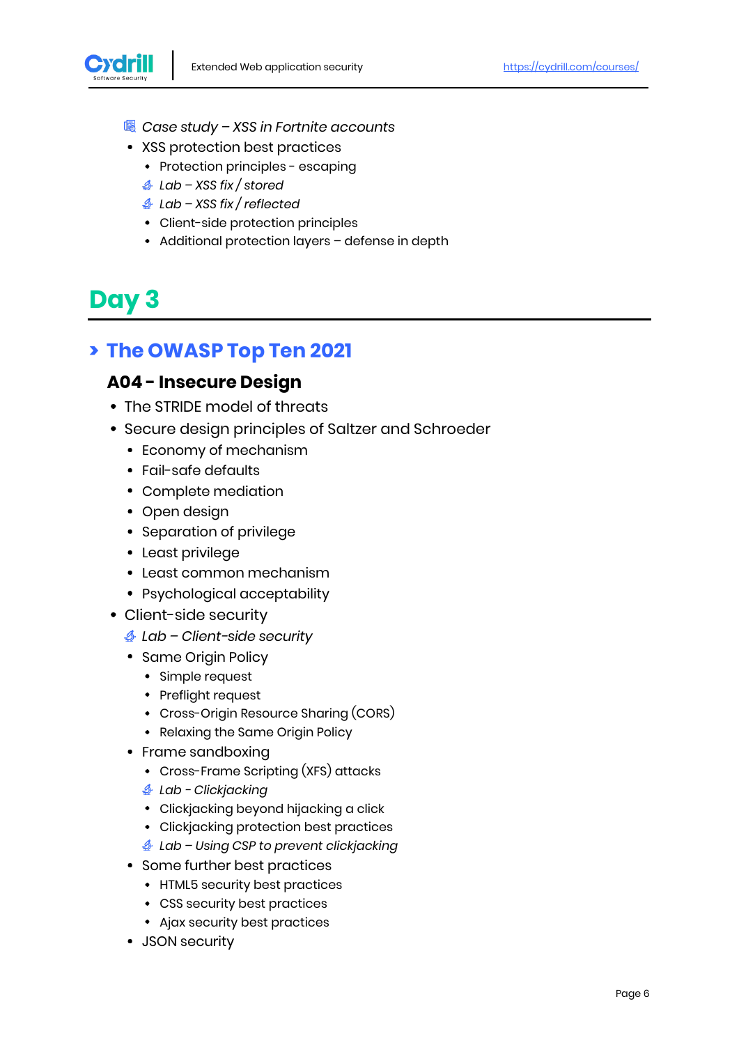- *Case study – XSS in Fortnite accounts*
- XSS protection best practices
  - Protection principles - escaping
  - *Lab – XSS fix / stored*
  - *Lab – XSS fix / reflected*
  - Client-side protection principles
  - Additional protection layers – defense in depth

# Day 3

## The OWASP Top Ten 2021

### A04 - Insecure Design

- The STRIDE model of threats
- Secure design principles of Saltzer and Schroeder
  - Economy of mechanism
  - Fail-safe defaults
  - Complete mediation
  - Open design
  - Separation of privilege
  - Least privilege
  - Least common mechanism
  - Psychological acceptability
- Client-side security
  - *Lab – Client-side security*
  - Same Origin Policy
    - Simple request
    - Preflight request
    - Cross-Origin Resource Sharing (CORS)
    - Relaxing the Same Origin Policy
  - Frame sandboxing
    - Cross-Frame Scripting (XFS) attacks
    - *Lab - Clickjacking*
    - Clickjacking beyond hijacking a click
    - Clickjacking protection best practices
    - *Lab – Using CSP to prevent clickjacking*
  - Some further best practices
    - HTML5 security best practices
    - CSS security best practices
    - Ajax security best practices
  - JSON security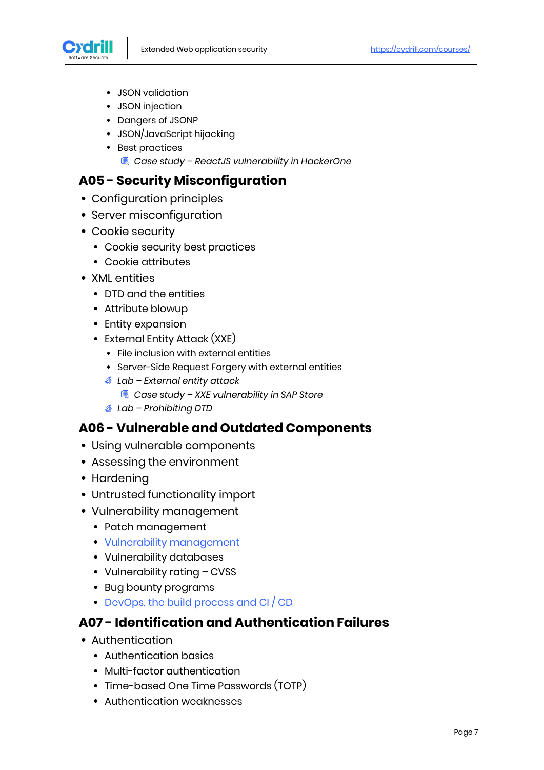- JSON validation
    - JSON injection
    - Dangers of JSONP
    - JSON/JavaScript hijacking
    - Best practices
      - *Case study – ReactJS vulnerability in HackerOne*

## A05 - Security Misconfiguration

- Configuration principles
- Server misconfiguration
- Cookie security
  - Cookie security best practices
  - Cookie attributes
- XML entities
  - DTD and the entities
  - Attribute blowup
  - Entity expansion
  - External Entity Attack (XXE)
    - File inclusion with external entities
    - Server-Side Request Forgery with external entities
    - *Lab – External entity attack*
      - *Case study – XXE vulnerability in SAP Store*
    - *Lab – Prohibiting DTD*

## A06 - Vulnerable and Outdated Components

- Using vulnerable components
- Assessing the environment
- Hardening
- Untrusted functionality import
- Vulnerability management
  - Patch management
  - Vulnerability management
  - Vulnerability databases
  - Vulnerability rating – CVSS
  - Bug bounty programs
  - DevOps, the build process and CI / CD

## A07 - Identification and Authentication Failures

- Authentication
  - Authentication basics
  - Multi-factor authentication
  - Time-based One Time Passwords (TOTP)
  - Authentication weaknesses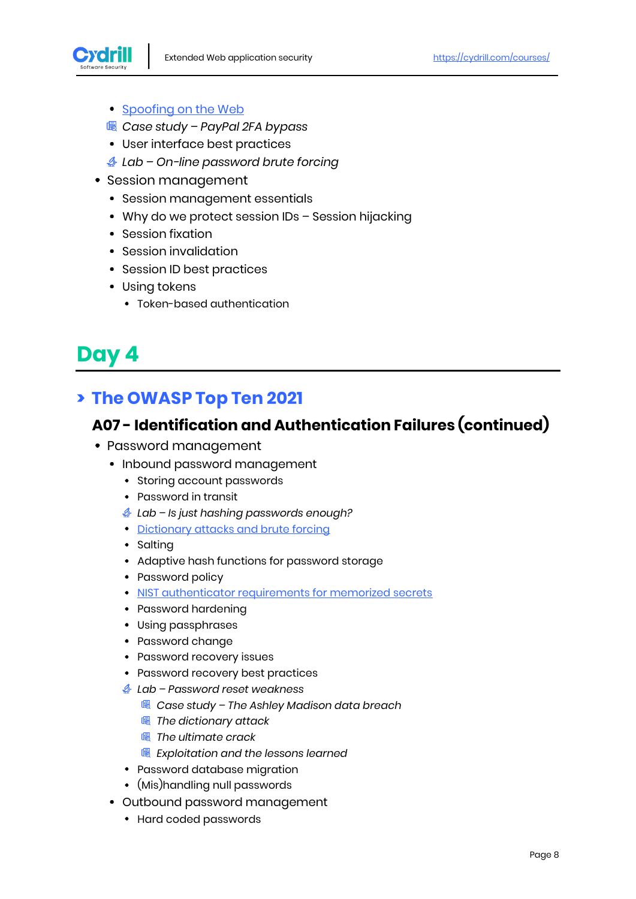- Spoofing on the Web
- *Case study – PayPal 2FA bypass*
- User interface best practices
- *Lab – On-line password brute forcing*

- Session management
  - Session management essentials
  - Why do we protect session IDs – Session hijacking
  - Session fixation
  - Session invalidation
  - Session ID best practices
  - Using tokens
    - Token-based authentication

# Day 4

## › The OWASP Top Ten 2021

### A07 - Identification and Authentication Failures (continued)

- Password management
  - Inbound password management
    - Storing account passwords
    - Password in transit
    - *Lab – Is just hashing passwords enough?*
    - Dictionary attacks and brute forcing
    - Salting
    - Adaptive hash functions for password storage
    - Password policy
    - NIST authenticator requirements for memorized secrets
    - Password hardening
    - Using passphrases
    - Password change
    - Password recovery issues
    - Password recovery best practices
    - *Lab – Password reset weakness*
      - *Case study – The Ashley Madison data breach*
      - *The dictionary attack*
      - *The ultimate crack*
      - *Exploitation and the lessons learned*
    - Password database migration
    - (Mis)handling null passwords
  - Outbound password management
    - Hard coded passwords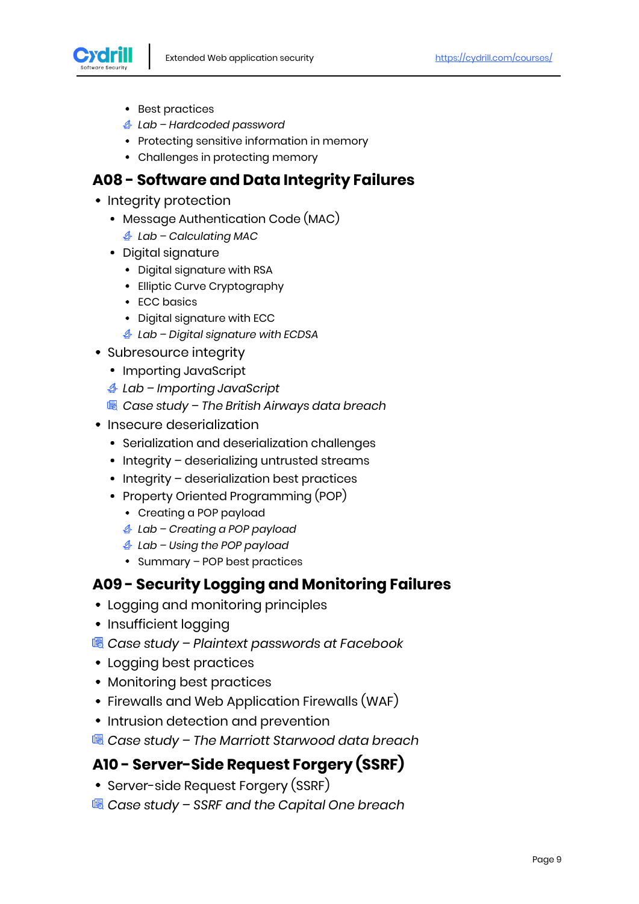- Best practices
    - *Lab – Hardcoded password*
    - Protecting sensitive information in memory
    - Challenges in protecting memory

## A08 - Software and Data Integrity Failures

- Integrity protection
  - Message Authentication Code (MAC)
    - *Lab – Calculating MAC*
  - Digital signature
    - Digital signature with RSA
    - Elliptic Curve Cryptography
    - ECC basics
    - Digital signature with ECC
    - *Lab – Digital signature with ECDSA*
- Subresource integrity
  - Importing JavaScript
  - *Lab – Importing JavaScript*
  - *Case study – The British Airways data breach*
- Insecure deserialization
  - Serialization and deserialization challenges
  - Integrity – deserializing untrusted streams
  - Integrity – deserialization best practices
  - Property Oriented Programming (POP)
    - Creating a POP payload
    - *Lab – Creating a POP payload*
    - *Lab – Using the POP payload*
    - Summary – POP best practices

## A09 - Security Logging and Monitoring Failures

- Logging and monitoring principles
- Insufficient logging
- *Case study – Plaintext passwords at Facebook*
- Logging best practices
- Monitoring best practices
- Firewalls and Web Application Firewalls (WAF)
- Intrusion detection and prevention
- *Case study – The Marriott Starwood data breach*

## A10 - Server-Side Request Forgery (SSRF)

- Server-side Request Forgery (SSRF)
- *Case study – SSRF and the Capital One breach*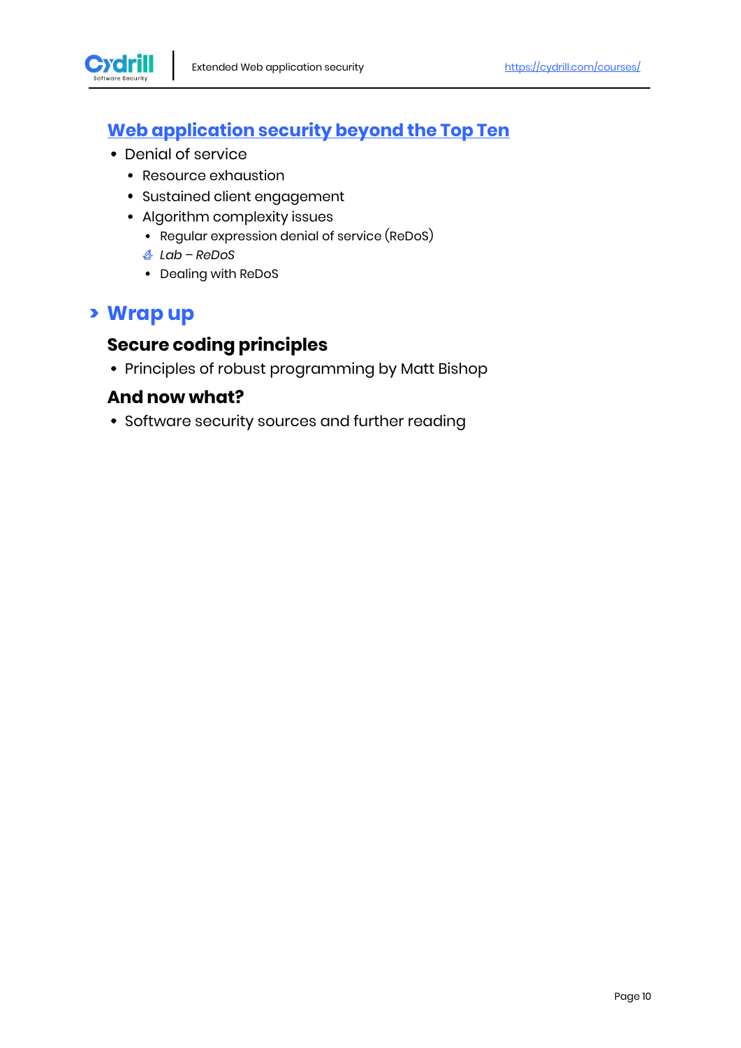## Web application security beyond the Top Ten

- Denial of service
  - Resource exhaustion
  - Sustained client engagement
  - Algorithm complexity issues
    - Regular expression denial of service (ReDoS)
    - *Lab – ReDoS*
    - Dealing with ReDoS

# Wrap up

### Secure coding principles

- Principles of robust programming by Matt Bishop

### And now what?

- Software security sources and further reading